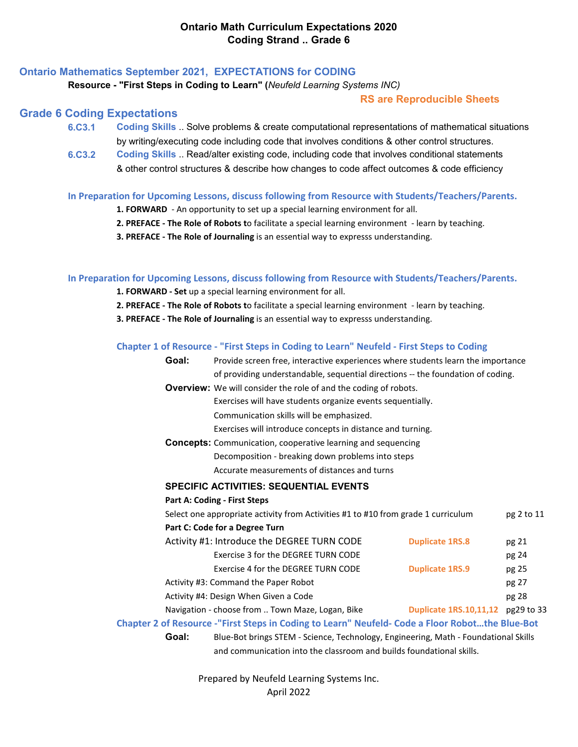# Ontario Math Curriculum Expectations 2020
## Coding Strand .. Grade 6

## Ontario Mathematics September 2021, EXPECTATIONS for CODING

**Resource - "First Steps in Coding to Learn" (*Neufeld Learning Systems INC)***

**RS are Reproducible Sheets**

## Grade 6 Coding Expectations

**6.C3.1** **Coding Skills** .. Solve problems & create computational representations of mathematical situations by writing/executing code including code that involves conditions & other control structures.

**6.C3.2** **Coding Skills** .. Read/alter existing code, including code that involves conditional statements & other control structures & describe how changes to code affect outcomes & code efficiency

**In Preparation for Upcoming Lessons, discuss following from Resource with Students/Teachers/Parents.**

1. **FORWARD** - An opportunity to set up a special learning environment for all.
2. **PREFACE - The Role of Robots t**o facilitate a special learning environment - learn by teaching.
3. **PREFACE - The Role of Journaling** is an essential way to expresss understanding.

**In Preparation for Upcoming Lessons, discuss following from Resource with Students/Teachers/Parents.**

1. **FORWARD - Set** up a special learning environment for all.
2. **PREFACE - The Role of Robots t**o facilitate a special learning environment - learn by teaching.
3. **PREFACE - The Role of Journaling** is an essential way to expresss understanding.

### Chapter 1 of Resource - "First Steps in Coding to Learn" Neufeld - First Steps to Coding

**Goal:** Provide screen free, interactive experiences where students learn the importance of providing understandable, sequential directions -- the foundation of coding.

**Overview:** We will consider the role of and the coding of robots.
Exercises will have students organize events sequentially.
Communication skills will be emphasized.
Exercises will introduce concepts in distance and turning.

**Concepts:** Communication, cooperative learning and sequencing
Decomposition - breaking down problems into steps
Accurate measurements of distances and turns

**SPECIFIC ACTIVITIES: SEQUENTIAL EVENTS**

**Part A: Coding - First Steps**

| | | |
|---|---|---|
| Select one appropriate activity from Activities #1 to #10 from grade 1 curriculum | | pg 2 to 11 |
| **Part C: Code for a Degree Turn** | | |
| Activity #1: Introduce the DEGREE TURN CODE | **Duplicate 1RS.8** | pg 21 |
| Exercise 3 for the DEGREE TURN CODE | | pg 24 |
| Exercise 4 for the DEGREE TURN CODE | **Duplicate 1RS.9** | pg 25 |
| Activity #3: Command the Paper Robot | | pg 27 |
| Activity #4: Design When Given a Code | | pg 28 |
| Navigation - choose from .. Town Maze, Logan, Bike | **Duplicate 1RS.10,11,12** | pg29 to 33 |

### Chapter 2 of Resource -"First Steps in Coding to Learn" Neufeld- Code a Floor Robot…the Blue-Bot

**Goal:** Blue-Bot brings STEM - Science, Technology, Engineering, Math - Foundational Skills and communication into the classroom and builds foundational skills.

Prepared by Neufeld Learning Systems Inc.
April 2022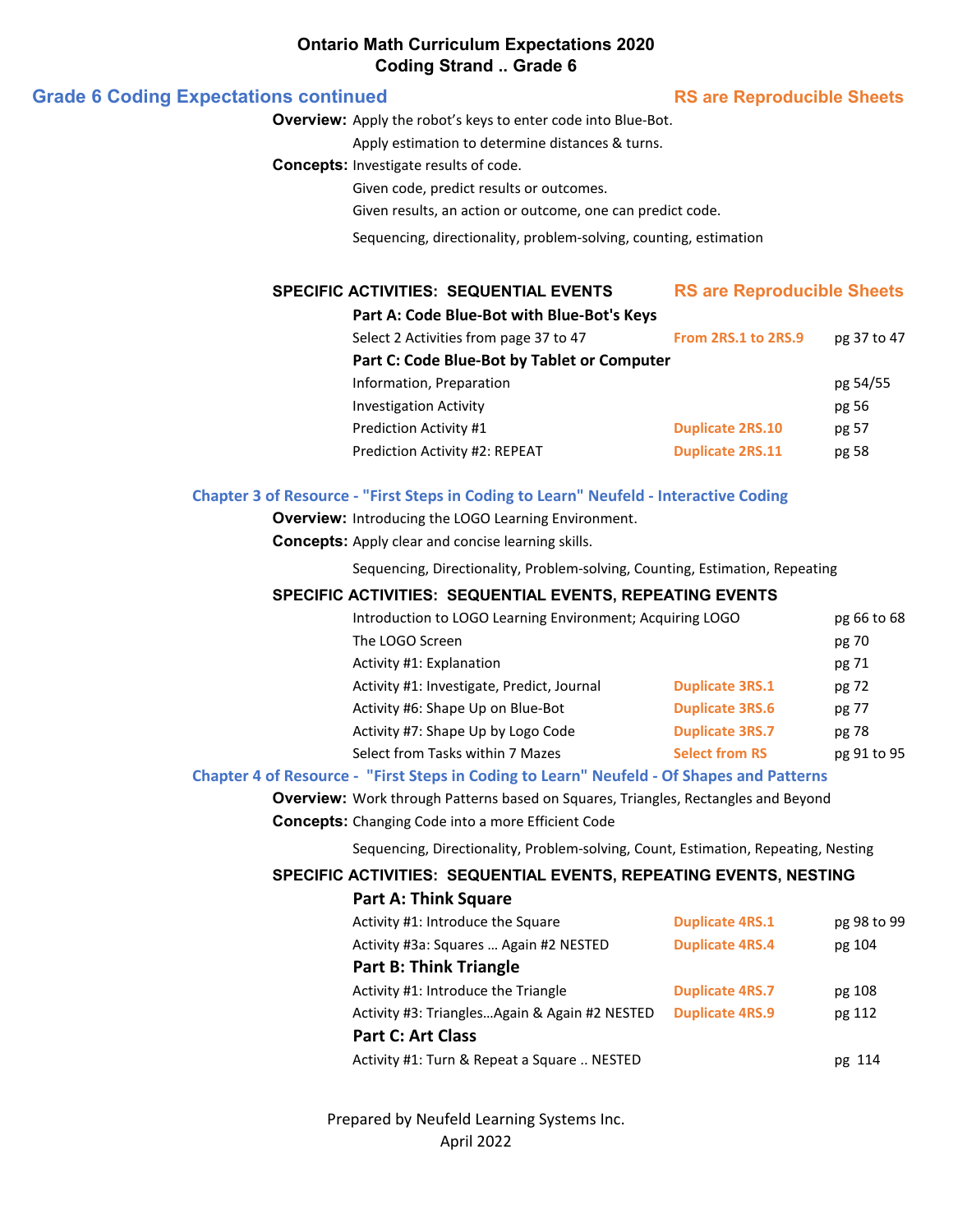**Ontario Math Curriculum Expectations 2020**
**Coding Strand .. Grade 6**

## Grade 6 Coding Expectations continued

**RS are Reproducible Sheets**

**Overview:** Apply the robot's keys to enter code into Blue-Bot.
Apply estimation to determine distances & turns.

**Concepts:** Investigate results of code.
Given code, predict results or outcomes.
Given results, an action or outcome, one can predict code.

Sequencing, directionality, problem-solving, counting, estimation

### SPECIFIC ACTIVITIES: SEQUENTIAL EVENTS

**RS are Reproducible Sheets**

**Part A: Code Blue-Bot with Blue-Bot's Keys**

| Activity | RS | Page |
|---|---|---|
| Select 2 Activities from page 37 to 47 | From 2RS.1 to 2RS.9 | pg 37 to 47 |

**Part C: Code Blue-Bot by Tablet or Computer**

| Activity | RS | Page |
|---|---|---|
| Information, Preparation | | pg 54/55 |
| Investigation Activity | | pg 56 |
| Prediction Activity #1 | Duplicate 2RS.10 | pg 57 |
| Prediction Activity #2: REPEAT | Duplicate 2RS.11 | pg 58 |

## Chapter 3 of Resource - "First Steps in Coding to Learn" Neufeld - Interactive Coding

**Overview:** Introducing the LOGO Learning Environment.

**Concepts:** Apply clear and concise learning skills.

Sequencing, Directionality, Problem-solving, Counting, Estimation, Repeating

### SPECIFIC ACTIVITIES: SEQUENTIAL EVENTS, REPEATING EVENTS

| Activity | RS | Page |
|---|---|---|
| Introduction to LOGO Learning Environment; Acquiring LOGO | | pg 66 to 68 |
| The LOGO Screen | | pg 70 |
| Activity #1: Explanation | | pg 71 |
| Activity #1: Investigate, Predict, Journal | Duplicate 3RS.1 | pg 72 |
| Activity #6: Shape Up on Blue-Bot | Duplicate 3RS.6 | pg 77 |
| Activity #7: Shape Up by Logo Code | Duplicate 3RS.7 | pg 78 |
| Select from Tasks within 7 Mazes | Select from RS | pg 91 to 95 |

## Chapter 4 of Resource - "First Steps in Coding to Learn" Neufeld - Of Shapes and Patterns

**Overview:** Work through Patterns based on Squares, Triangles, Rectangles and Beyond

**Concepts:** Changing Code into a more Efficient Code

Sequencing, Directionality, Problem-solving, Count, Estimation, Repeating, Nesting

### SPECIFIC ACTIVITIES: SEQUENTIAL EVENTS, REPEATING EVENTS, NESTING

**Part A: Think Square**

| Activity | RS | Page |
|---|---|---|
| Activity #1: Introduce the Square | Duplicate 4RS.1 | pg 98 to 99 |
| Activity #3a: Squares … Again #2 NESTED | Duplicate 4RS.4 | pg 104 |

**Part B: Think Triangle**

| Activity | RS | Page |
|---|---|---|
| Activity #1: Introduce the Triangle | Duplicate 4RS.7 | pg 108 |
| Activity #3: Triangles…Again & Again #2 NESTED | Duplicate 4RS.9 | pg 112 |

**Part C: Art Class**

| Activity | RS | Page |
|---|---|---|
| Activity #1: Turn & Repeat a Square .. NESTED | | pg 114 |

Prepared by Neufeld Learning Systems Inc.
April 2022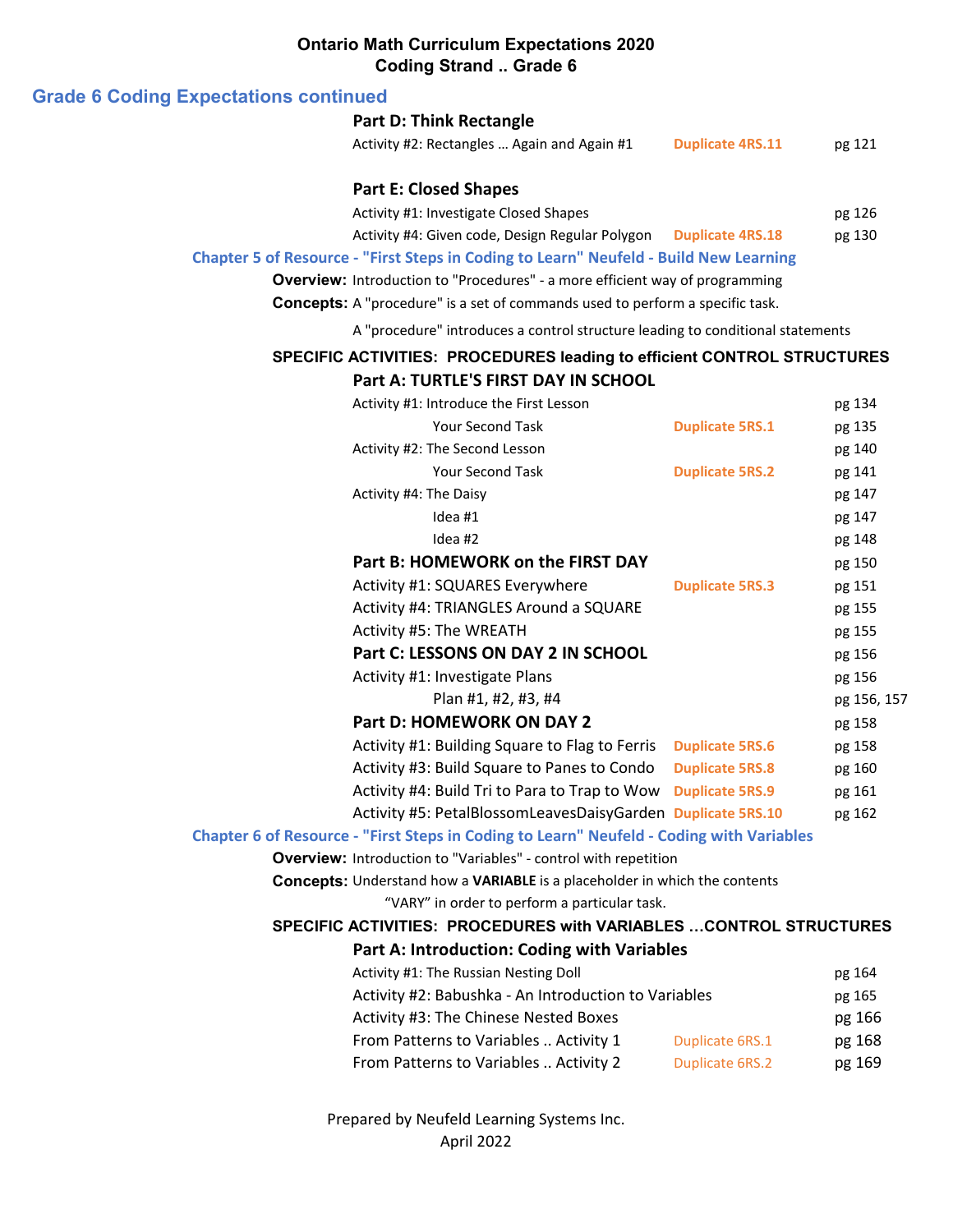**Ontario Math Curriculum Expectations 2020**
**Coding Strand .. Grade 6**

## Grade 6 Coding Expectations continued

**Part D: Think Rectangle**

| Activity | Duplicate | Page |
|---|---|---|
| Activity #2: Rectangles … Again and Again #1 | Duplicate 4RS.11 | pg 121 |

**Part E: Closed Shapes**

| Activity | Duplicate | Page |
|---|---|---|
| Activity #1: Investigate Closed Shapes | | pg 126 |
| Activity #4: Given code, Design Regular Polygon | Duplicate 4RS.18 | pg 130 |

### Chapter 5 of Resource - "First Steps in Coding to Learn" Neufeld - Build New Learning

**Overview:** Introduction to "Procedures" - a more efficient way of programming

**Concepts:** A "procedure" is a set of commands used to perform a specific task.

A "procedure" introduces a control structure leading to conditional statements

**SPECIFIC ACTIVITIES: PROCEDURES leading to efficient CONTROL STRUCTURES**

**Part A: TURTLE'S FIRST DAY IN SCHOOL**

| Activity | Duplicate | Page |
|---|---|---|
| Activity #1: Introduce the First Lesson | | pg 134 |
| Your Second Task | Duplicate 5RS.1 | pg 135 |
| Activity #2: The Second Lesson | | pg 140 |
| Your Second Task | Duplicate 5RS.2 | pg 141 |
| Activity #4: The Daisy | | pg 147 |
| Idea #1 | | pg 147 |
| Idea #2 | | pg 148 |
| **Part B: HOMEWORK on the FIRST DAY** | | pg 150 |
| Activity #1: SQUARES Everywhere | Duplicate 5RS.3 | pg 151 |
| Activity #4: TRIANGLES Around a SQUARE | | pg 155 |
| Activity #5: The WREATH | | pg 155 |
| **Part C: LESSONS ON DAY 2 IN SCHOOL** | | pg 156 |
| Activity #1: Investigate Plans | | pg 156 |
| Plan #1, #2, #3, #4 | | pg 156, 157 |
| **Part D: HOMEWORK ON DAY 2** | | pg 158 |
| Activity #1: Building Square to Flag to Ferris | Duplicate 5RS.6 | pg 158 |
| Activity #3: Build Square to Panes to Condo | Duplicate 5RS.8 | pg 160 |
| Activity #4: Build Tri to Para to Trap to Wow | Duplicate 5RS.9 | pg 161 |
| Activity #5: PetalBlossomLeavesDaisyGarden | Duplicate 5RS.10 | pg 162 |

### Chapter 6 of Resource - "First Steps in Coding to Learn" Neufeld - Coding with Variables

**Overview:** Introduction to "Variables" - control with repetition

**Concepts:** Understand how a **VARIABLE** is a placeholder in which the contents "VARY" in order to perform a particular task.

**SPECIFIC ACTIVITIES: PROCEDURES with VARIABLES …CONTROL STRUCTURES**

**Part A: Introduction: Coding with Variables**

| Activity | Duplicate | Page |
|---|---|---|
| Activity #1: The Russian Nesting Doll | | pg 164 |
| Activity #2: Babushka - An Introduction to Variables | | pg 165 |
| Activity #3: The Chinese Nested Boxes | | pg 166 |
| From Patterns to Variables .. Activity 1 | Duplicate 6RS.1 | pg 168 |
| From Patterns to Variables .. Activity 2 | Duplicate 6RS.2 | pg 169 |

Prepared by Neufeld Learning Systems Inc.
April 2022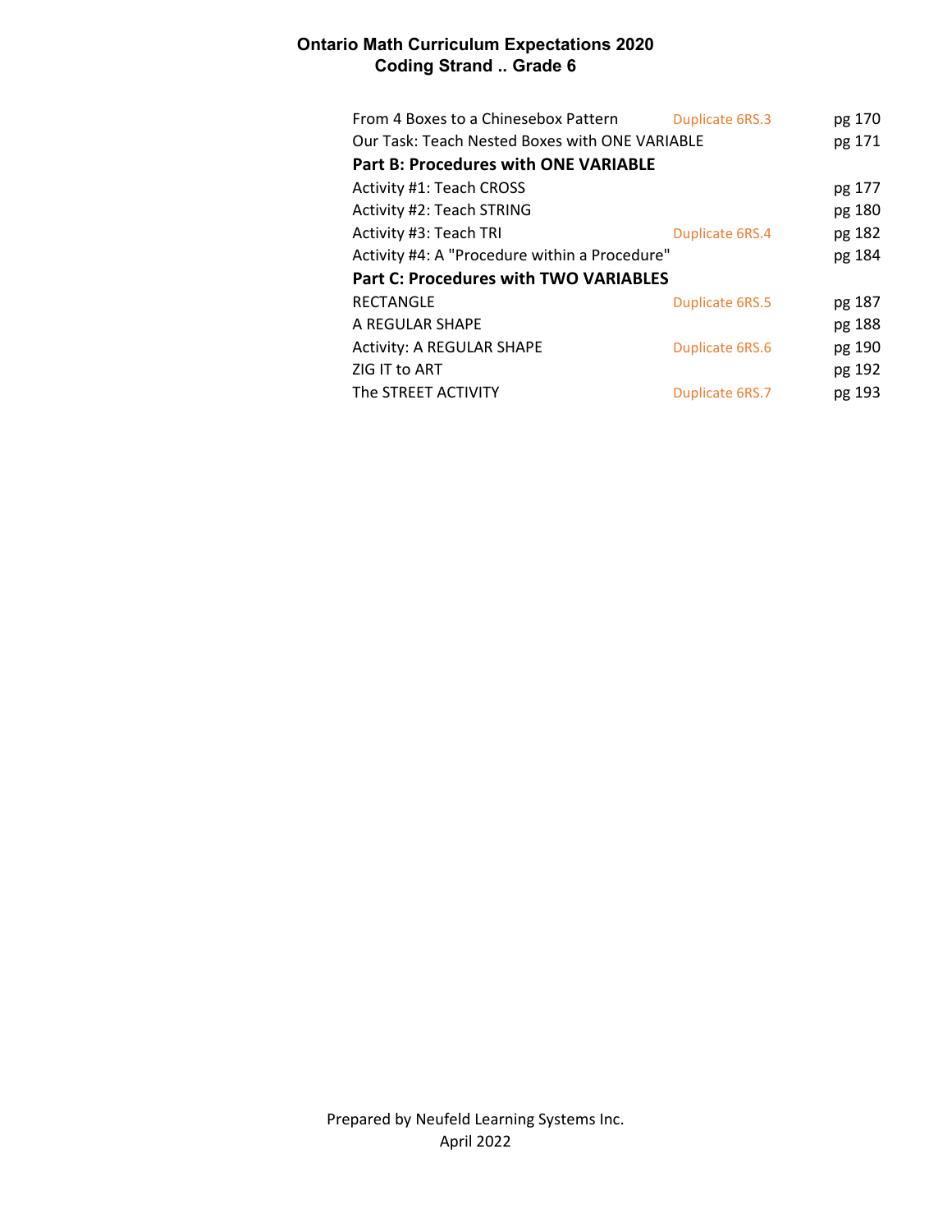**Ontario Math Curriculum Expectations 2020**
**Coding Strand .. Grade 6**

| | | |
|---|---|---|
| From 4 Boxes to a Chinesebox Pattern | Duplicate 6RS.3 | pg 170 |
| Our Task: Teach Nested Boxes with ONE VARIABLE | | pg 171 |
| **Part B: Procedures with ONE VARIABLE** | | |
| Activity #1: Teach CROSS | | pg 177 |
| Activity #2: Teach STRING | | pg 180 |
| Activity #3: Teach TRI | Duplicate 6RS.4 | pg 182 |
| Activity #4: A "Procedure within a Procedure" | | pg 184 |
| **Part C: Procedures with TWO VARIABLES** | | |
| RECTANGLE | Duplicate 6RS.5 | pg 187 |
| A REGULAR SHAPE | | pg 188 |
| Activity: A REGULAR SHAPE | Duplicate 6RS.6 | pg 190 |
| ZIG IT to ART | | pg 192 |
| The STREET ACTIVITY | Duplicate 6RS.7 | pg 193 |

Prepared by Neufeld Learning Systems Inc.
April 2022